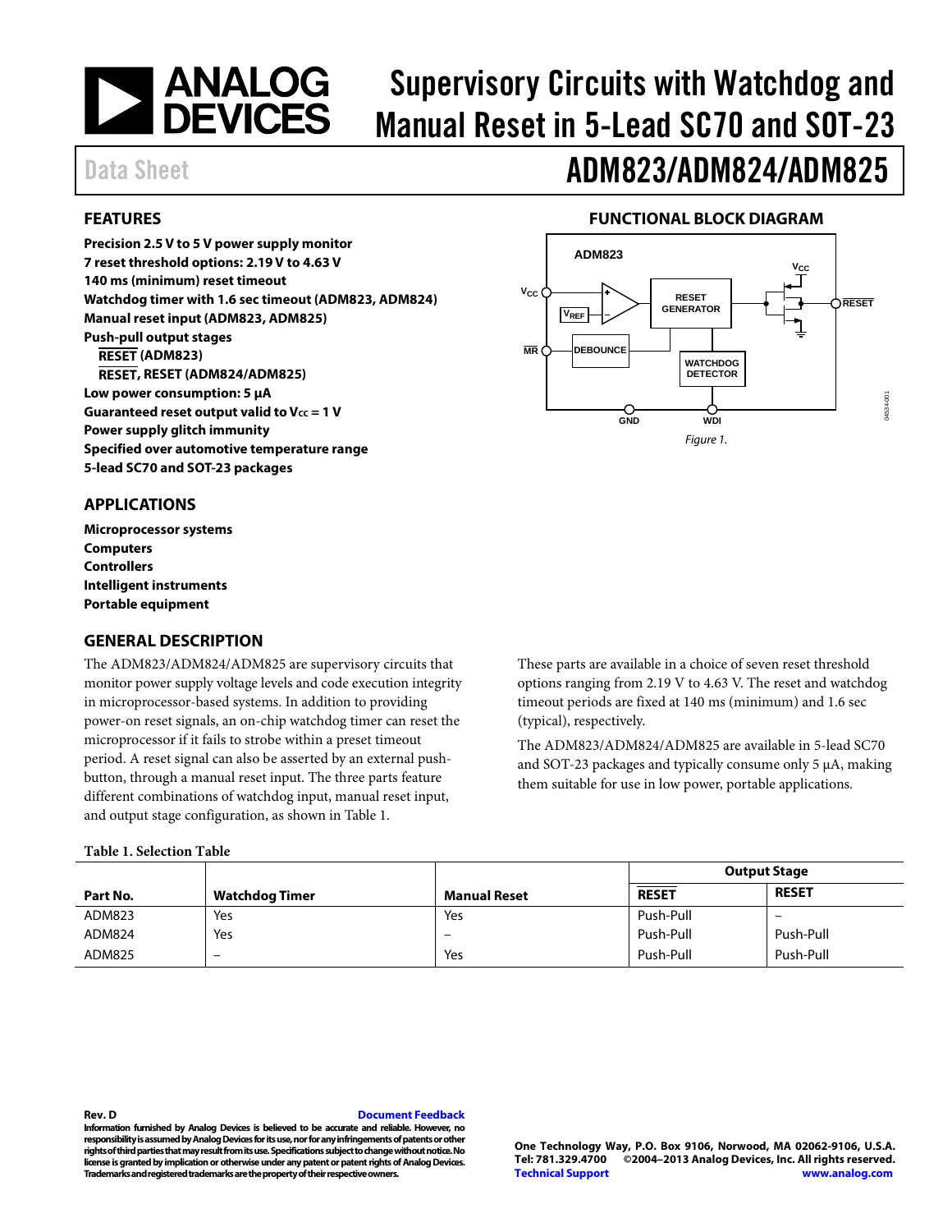# Supervisory Circuits with Watchdog and Manual Reset in 5-Lead SC70 and SOT-23

Data Sheet

# ADM823/ADM824/ADM825

## FEATURES

**Precision 2.5 V to 5 V power supply monitor**
**7 reset threshold options: 2.19 V to 4.63 V**
**140 ms (minimum) reset timeout**
**Watchdog timer with 1.6 sec timeout (ADM823, ADM824)**
**Manual reset input (ADM823, ADM825)**
**Push-pull output stages**
- **RESET (ADM823)**
- **RESET, RESET (ADM824/ADM825)**

**Low power consumption: 5 µA**
**Guaranteed reset output valid to $V_{CC}$ = 1 V**
**Power supply glitch immunity**
**Specified over automotive temperature range**
**5-lead SC70 and SOT-23 packages**

## APPLICATIONS

**Microprocessor systems**
**Computers**
**Controllers**
**Intelligent instruments**
**Portable equipment**

## FUNCTIONAL BLOCK DIAGRAM

*Figure 1.*

## GENERAL DESCRIPTION

The ADM823/ADM824/ADM825 are supervisory circuits that monitor power supply voltage levels and code execution integrity in microprocessor-based systems. In addition to providing power-on reset signals, an on-chip watchdog timer can reset the microprocessor if it fails to strobe within a preset timeout period. A reset signal can also be asserted by an external push-button, through a manual reset input. The three parts feature different combinations of watchdog input, manual reset input, and output stage configuration, as shown in Table 1.

These parts are available in a choice of seven reset threshold options ranging from 2.19 V to 4.63 V. The reset and watchdog timeout periods are fixed at 140 ms (minimum) and 1.6 sec (typical), respectively.

The ADM823/ADM824/ADM825 are available in 5-lead SC70 and SOT-23 packages and typically consume only 5 µA, making them suitable for use in low power, portable applications.

**Table 1. Selection Table**

| Part No. | Watchdog Timer | Manual Reset | Output Stage | |
|---|---|---|---|---|
| | | | RESET | RESET |
| ADM823 | Yes | Yes | Push-Pull | – |
| ADM824 | Yes | – | Push-Pull | Push-Pull |
| ADM825 | – | Yes | Push-Pull | Push-Pull |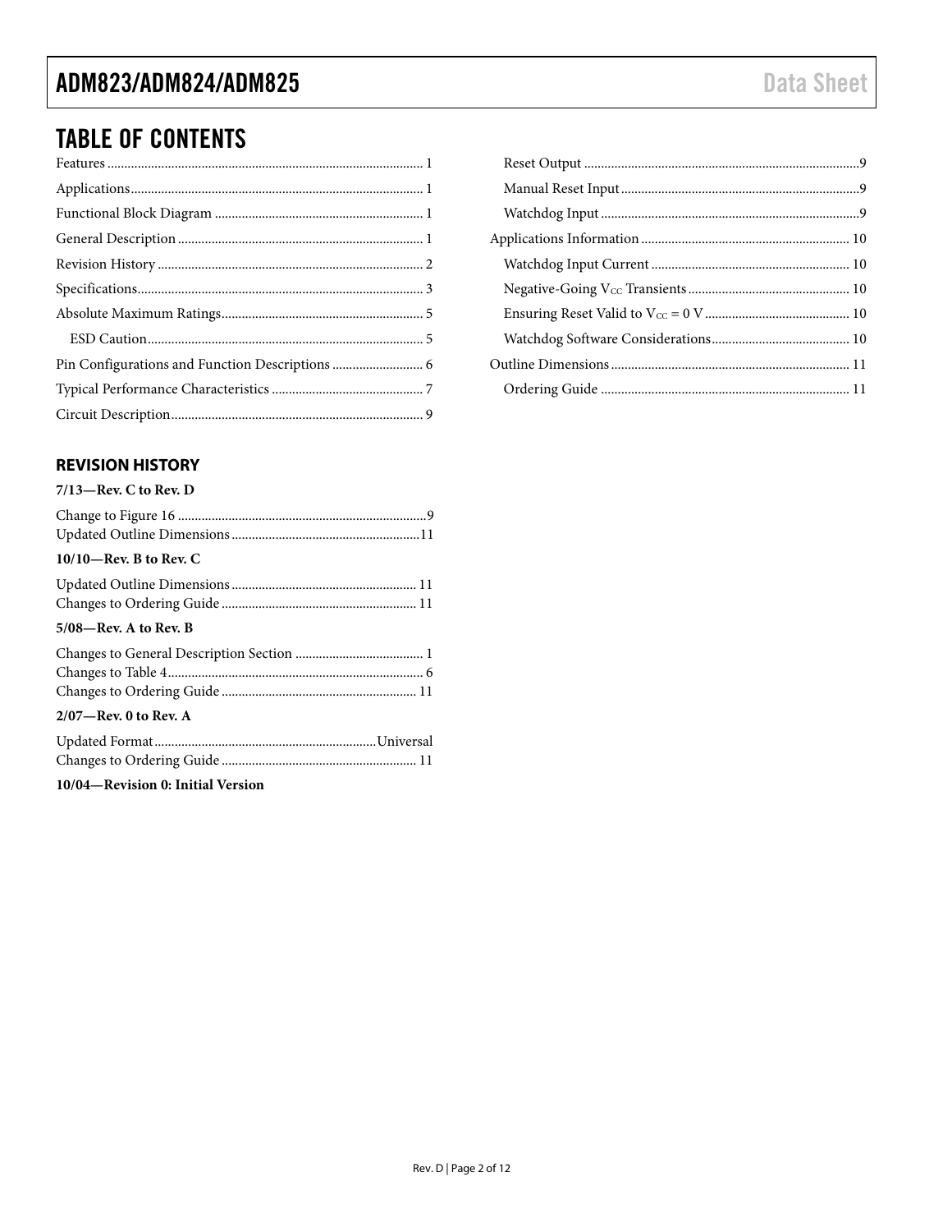## TABLE OF CONTENTS

Features ... 1
Applications ... 1
Functional Block Diagram ... 1
General Description ... 1
Revision History ... 2
Specifications ... 3
Absolute Maximum Ratings ... 5
  ESD Caution ... 5
Pin Configurations and Function Descriptions ... 6
Typical Performance Characteristics ... 7
Circuit Description ... 9
  Reset Output ... 9
  Manual Reset Input ... 9
  Watchdog Input ... 9
Applications Information ... 10
  Watchdog Input Current ... 10
  Negative-Going $V_{CC}$ Transients ... 10
  Ensuring Reset Valid to $V_{CC}$ = 0 V ... 10
  Watchdog Software Considerations ... 10
Outline Dimensions ... 11
  Ordering Guide ... 11

### REVISION HISTORY

**7/13—Rev. C to Rev. D**

Change to Figure 16 ... 9
Updated Outline Dimensions ... 11

**10/10—Rev. B to Rev. C**

Updated Outline Dimensions ... 11
Changes to Ordering Guide ... 11

**5/08—Rev. A to Rev. B**

Changes to General Description Section ... 1
Changes to Table 4 ... 6
Changes to Ordering Guide ... 11

**2/07—Rev. 0 to Rev. A**

Updated Format ... Universal
Changes to Ordering Guide ... 11

**10/04—Revision 0: Initial Version**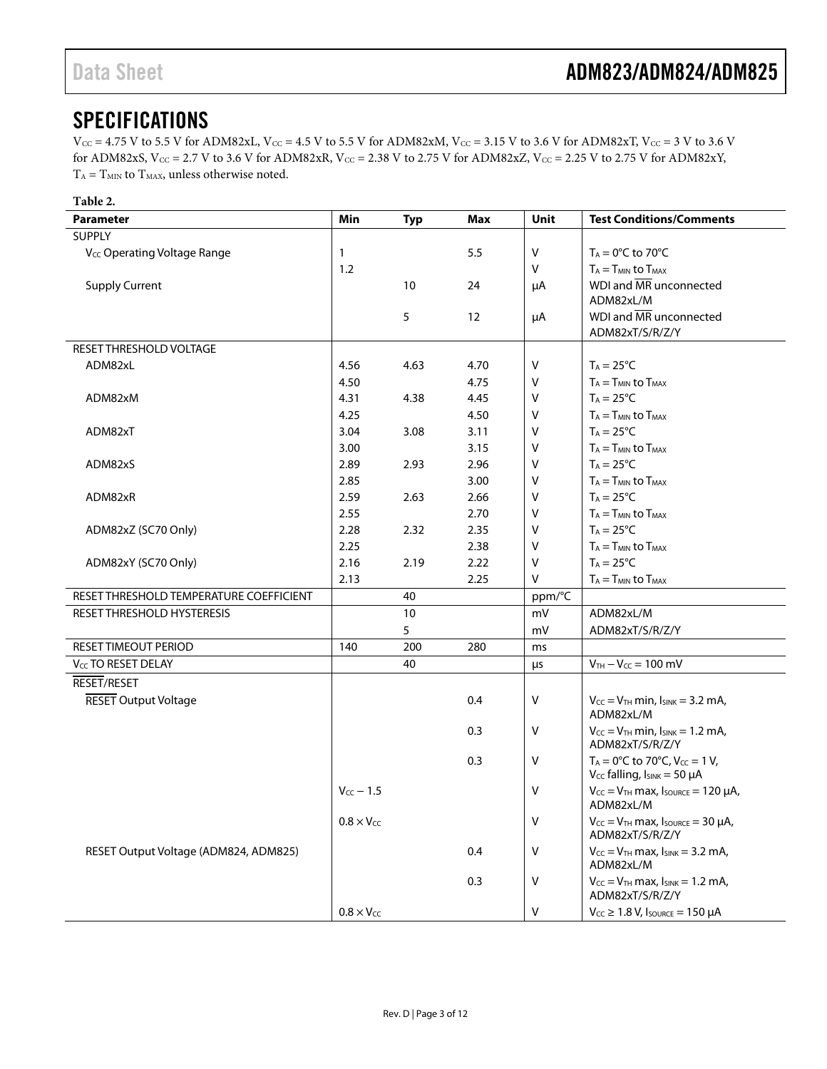## SPECIFICATIONS

$V_{CC}$ = 4.75 V to 5.5 V for ADM82xL, $V_{CC}$ = 4.5 V to 5.5 V for ADM82xM, $V_{CC}$ = 3.15 V to 3.6 V for ADM82xT, $V_{CC}$ = 3 V to 3.6 V for ADM82xS, $V_{CC}$ = 2.7 V to 3.6 V for ADM82xR, $V_{CC}$ = 2.38 V to 2.75 V for ADM82xZ, $V_{CC}$ = 2.25 V to 2.75 V for ADM82xY, $T_A$ = $T_{MIN}$ to $T_{MAX}$, unless otherwise noted.

**Table 2.**

| Parameter | Min | Typ | Max | Unit | Test Conditions/Comments |
|---|---|---|---|---|---|
| SUPPLY | | | | | |
| $V_{CC}$ Operating Voltage Range | 1 | | 5.5 | V | $T_A$ = 0°C to 70°C |
| | 1.2 | | | V | $T_A$ = $T_{MIN}$ to $T_{MAX}$ |
| Supply Current | | 10 | 24 | µA | WDI and $\overline{MR}$ unconnected ADM82xL/M |
| | | 5 | 12 | µA | WDI and $\overline{MR}$ unconnected ADM82xT/S/R/Z/Y |
| RESET THRESHOLD VOLTAGE | | | | | |
| ADM82xL | 4.56 | 4.63 | 4.70 | V | $T_A$ = 25°C |
| | 4.50 | | 4.75 | V | $T_A$ = $T_{MIN}$ to $T_{MAX}$ |
| ADM82xM | 4.31 | 4.38 | 4.45 | V | $T_A$ = 25°C |
| | 4.25 | | 4.50 | V | $T_A$ = $T_{MIN}$ to $T_{MAX}$ |
| ADM82xT | 3.04 | 3.08 | 3.11 | V | $T_A$ = 25°C |
| | 3.00 | | 3.15 | V | $T_A$ = $T_{MIN}$ to $T_{MAX}$ |
| ADM82xS | 2.89 | 2.93 | 2.96 | V | $T_A$ = 25°C |
| | 2.85 | | 3.00 | V | $T_A$ = $T_{MIN}$ to $T_{MAX}$ |
| ADM82xR | 2.59 | 2.63 | 2.66 | V | $T_A$ = 25°C |
| | 2.55 | | 2.70 | V | $T_A$ = $T_{MIN}$ to $T_{MAX}$ |
| ADM82xZ (SC70 Only) | 2.28 | 2.32 | 2.35 | V | $T_A$ = 25°C |
| | 2.25 | | 2.38 | V | $T_A$ = $T_{MIN}$ to $T_{MAX}$ |
| ADM82xY (SC70 Only) | 2.16 | 2.19 | 2.22 | V | $T_A$ = 25°C |
| | 2.13 | | 2.25 | V | $T_A$ = $T_{MIN}$ to $T_{MAX}$ |
| RESET THRESHOLD TEMPERATURE COEFFICIENT | | 40 | | ppm/°C | |
| RESET THRESHOLD HYSTERESIS | | 10 | | mV | ADM82xL/M |
| | | 5 | | mV | ADM82xT/S/R/Z/Y |
| RESET TIMEOUT PERIOD | 140 | 200 | 280 | ms | |
| $V_{CC}$ TO RESET DELAY | | 40 | | µs | $V_{TH}$ − $V_{CC}$ = 100 mV |
| $\overline{RESET}$/RESET | | | | | |
| $\overline{RESET}$ Output Voltage | | | 0.4 | V | $V_{CC}$ = $V_{TH}$ min, $I_{SINK}$ = 3.2 mA, ADM82xL/M |
| | | | 0.3 | V | $V_{CC}$ = $V_{TH}$ min, $I_{SINK}$ = 1.2 mA, ADM82xT/S/R/Z/Y |
| | | | 0.3 | V | $T_A$ = 0°C to 70°C, $V_{CC}$ = 1 V, $V_{CC}$ falling, $I_{SINK}$ = 50 µA |
| | $V_{CC}$ − 1.5 | | | V | $V_{CC}$ = $V_{TH}$ max, $I_{SOURCE}$ = 120 µA, ADM82xL/M |
| | 0.8 × $V_{CC}$ | | | V | $V_{CC}$ = $V_{TH}$ max, $I_{SOURCE}$ = 30 µA, ADM82xT/S/R/Z/Y |
| RESET Output Voltage (ADM824, ADM825) | | | 0.4 | V | $V_{CC}$ = $V_{TH}$ max, $I_{SINK}$ = 3.2 mA, ADM82xL/M |
| | | | 0.3 | V | $V_{CC}$ = $V_{TH}$ max, $I_{SINK}$ = 1.2 mA, ADM82xT/S/R/Z/Y |
| | 0.8 × $V_{CC}$ | | | V | $V_{CC}$ ≥ 1.8 V, $I_{SOURCE}$ = 150 µA |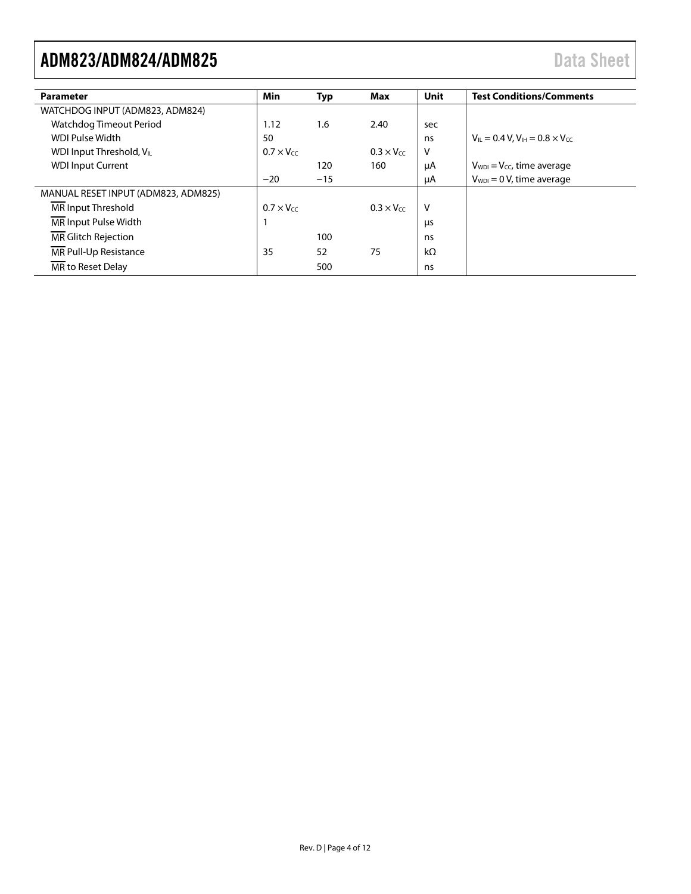| Parameter | Min | Typ | Max | Unit | Test Conditions/Comments |
| --- | --- | --- | --- | --- | --- |
| WATCHDOG INPUT (ADM823, ADM824) | | | | | |
| Watchdog Timeout Period | 1.12 | 1.6 | 2.40 | sec | |
| WDI Pulse Width | 50 | | | ns | $V_{IL} = 0.4$ V, $V_{IH} = 0.8 \times V_{CC}$ |
| WDI Input Threshold, $V_{IL}$ | $0.7 \times V_{CC}$ | | $0.3 \times V_{CC}$ | V | |
| WDI Input Current | | 120 | 160 | μA | $V_{WDI} = V_{CC}$, time average |
| | −20 | −15 | | μA | $V_{WDI} = 0$ V, time average |
| MANUAL RESET INPUT (ADM823, ADM825) | | | | | |
| $\overline{MR}$ Input Threshold | $0.7 \times V_{CC}$ | | $0.3 \times V_{CC}$ | V | |
| $\overline{MR}$ Input Pulse Width | 1 | | | μs | |
| $\overline{MR}$ Glitch Rejection | | 100 | | ns | |
| $\overline{MR}$ Pull-Up Resistance | 35 | 52 | 75 | kΩ | |
| $\overline{MR}$ to Reset Delay | | 500 | | ns | |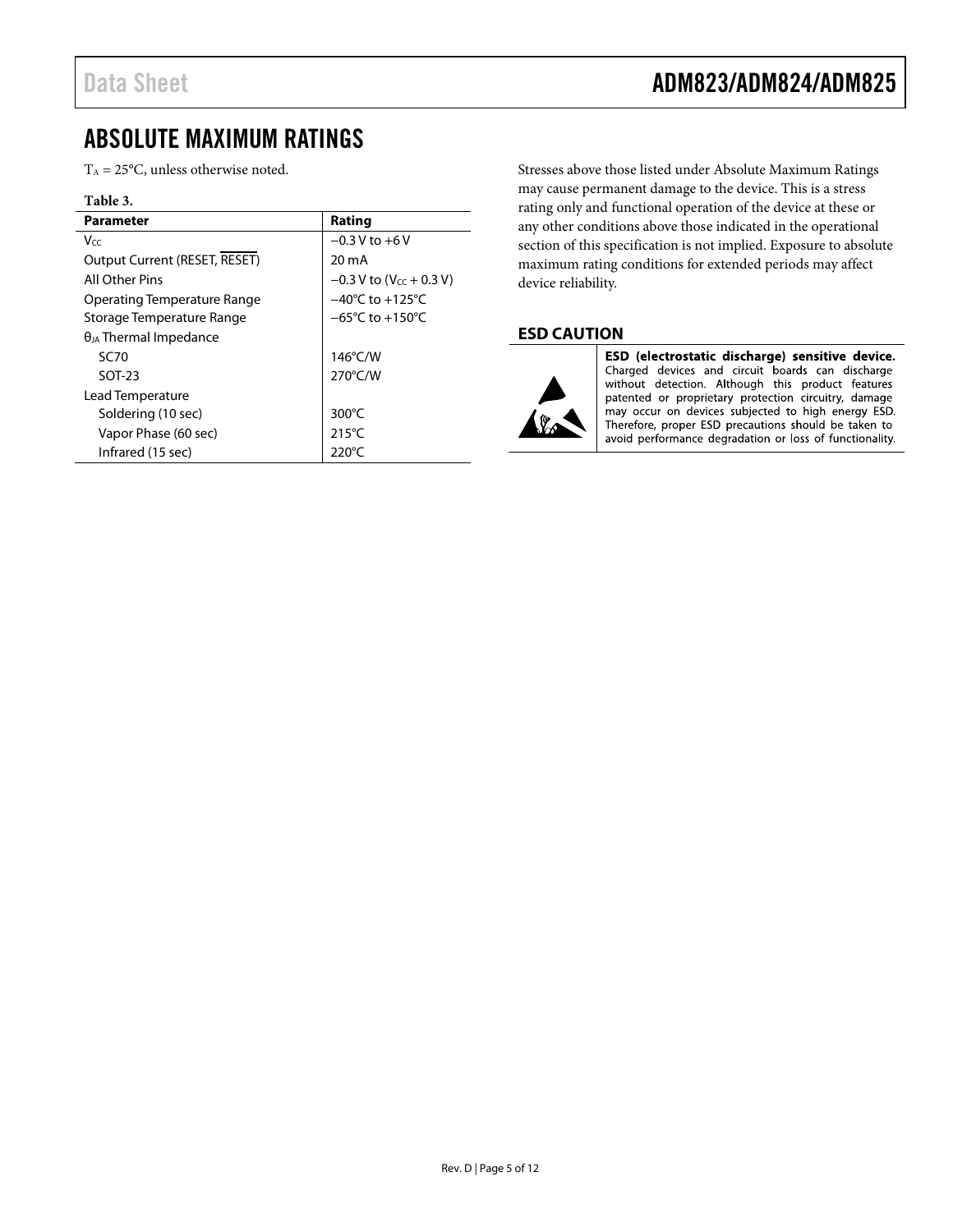# ABSOLUTE MAXIMUM RATINGS

$T_A$ = 25°C, unless otherwise noted.

**Table 3.**

| Parameter | Rating |
|---|---|
| $V_{CC}$ | −0.3 V to +6 V |
| Output Current (RESET, $\overline{\text{RESET}}$) | 20 mA |
| All Other Pins | −0.3 V to ($V_{CC}$ + 0.3 V) |
| Operating Temperature Range | −40°C to +125°C |
| Storage Temperature Range | −65°C to +150°C |
| $\theta_{JA}$ Thermal Impedance | |
| SC70 | 146°C/W |
| SOT-23 | 270°C/W |
| Lead Temperature | |
| Soldering (10 sec) | 300°C |
| Vapor Phase (60 sec) | 215°C |
| Infrared (15 sec) | 220°C |

Stresses above those listed under Absolute Maximum Ratings may cause permanent damage to the device. This is a stress rating only and functional operation of the device at these or any other conditions above those indicated in the operational section of this specification is not implied. Exposure to absolute maximum rating conditions for extended periods may affect device reliability.

## ESD CAUTION

**ESD (electrostatic discharge) sensitive device.** Charged devices and circuit boards can discharge without detection. Although this product features patented or proprietary protection circuitry, damage may occur on devices subjected to high energy ESD. Therefore, proper ESD precautions should be taken to avoid performance degradation or loss of functionality.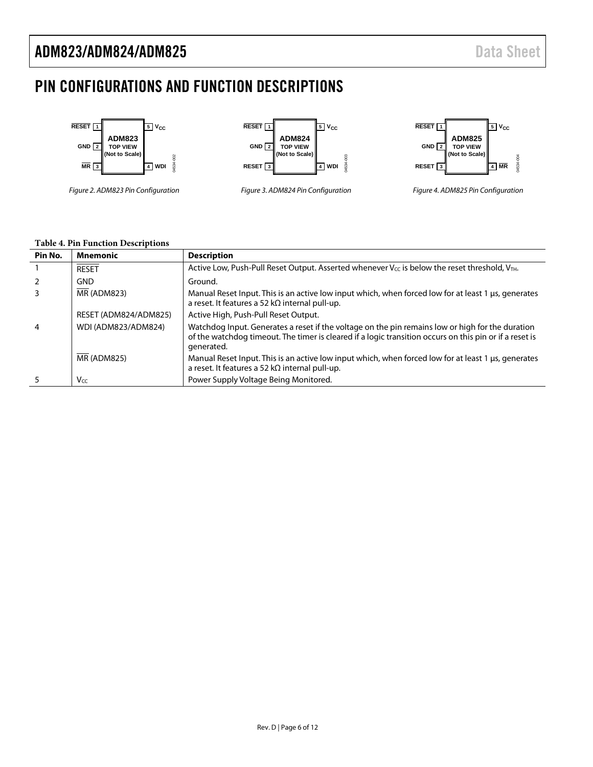# PIN CONFIGURATIONS AND FUNCTION DESCRIPTIONS

Figure 2. ADM823 Pin Configuration

Figure 3. ADM824 Pin Configuration

Figure 4. ADM825 Pin Configuration

**Table 4. Pin Function Descriptions**

| Pin No. | Mnemonic | Description |
|---|---|---|
| 1 | $\overline{\text{RESET}}$ | Active Low, Push-Pull Reset Output. Asserted whenever $V_{CC}$ is below the reset threshold, $V_{TH}$. |
| 2 | GND | Ground. |
| 3 | $\overline{\text{MR}}$ (ADM823) | Manual Reset Input. This is an active low input which, when forced low for at least 1 µs, generates a reset. It features a 52 kΩ internal pull-up. |
| | RESET (ADM824/ADM825) | Active High, Push-Pull Reset Output. |
| 4 | WDI (ADM823/ADM824) | Watchdog Input. Generates a reset if the voltage on the pin remains low or high for the duration of the watchdog timeout. The timer is cleared if a logic transition occurs on this pin or if a reset is generated. |
| | $\overline{\text{MR}}$ (ADM825) | Manual Reset Input. This is an active low input which, when forced low for at least 1 µs, generates a reset. It features a 52 kΩ internal pull-up. |
| 5 | $V_{CC}$ | Power Supply Voltage Being Monitored. |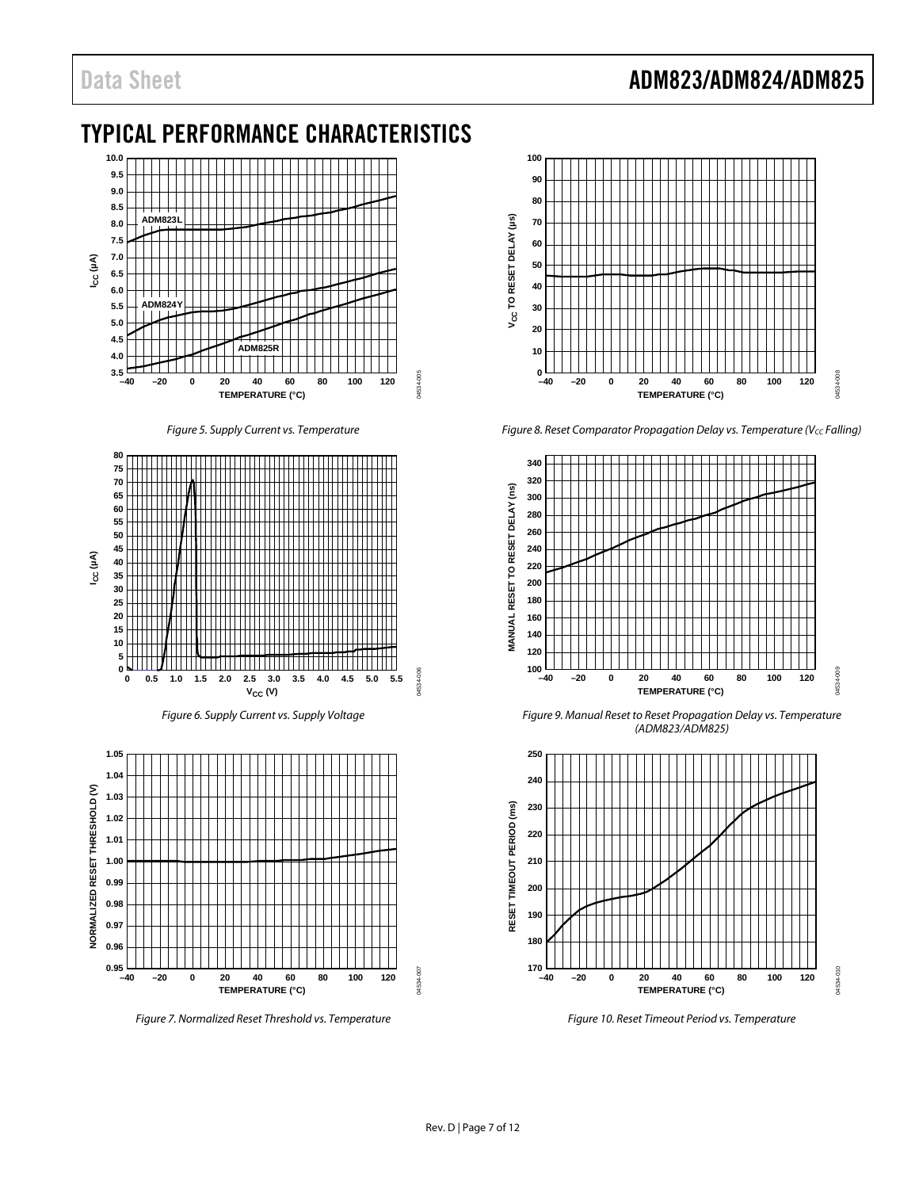## TYPICAL PERFORMANCE CHARACTERISTICS

*Figure 5. Supply Current vs. Temperature*

*Figure 6. Supply Current vs. Supply Voltage*

*Figure 7. Normalized Reset Threshold vs. Temperature*

*Figure 8. Reset Comparator Propagation Delay vs. Temperature ($V_{CC}$ Falling)*

*Figure 9. Manual Reset to Reset Propagation Delay vs. Temperature (ADM823/ADM825)*

*Figure 10. Reset Timeout Period vs. Temperature*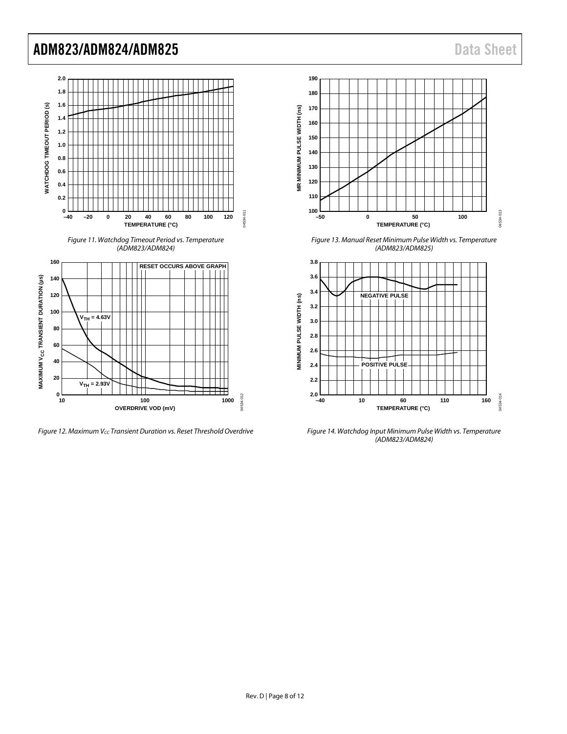Figure 11. Watchdog Timeout Period vs. Temperature (ADM823/ADM824)

Figure 12. Maximum $V_{CC}$ Transient Duration vs. Reset Threshold Overdrive

Figure 13. Manual Reset Minimum Pulse Width vs. Temperature (ADM823/ADM825)

Figure 14. Watchdog Input Minimum Pulse Width vs. Temperature (ADM823/ADM824)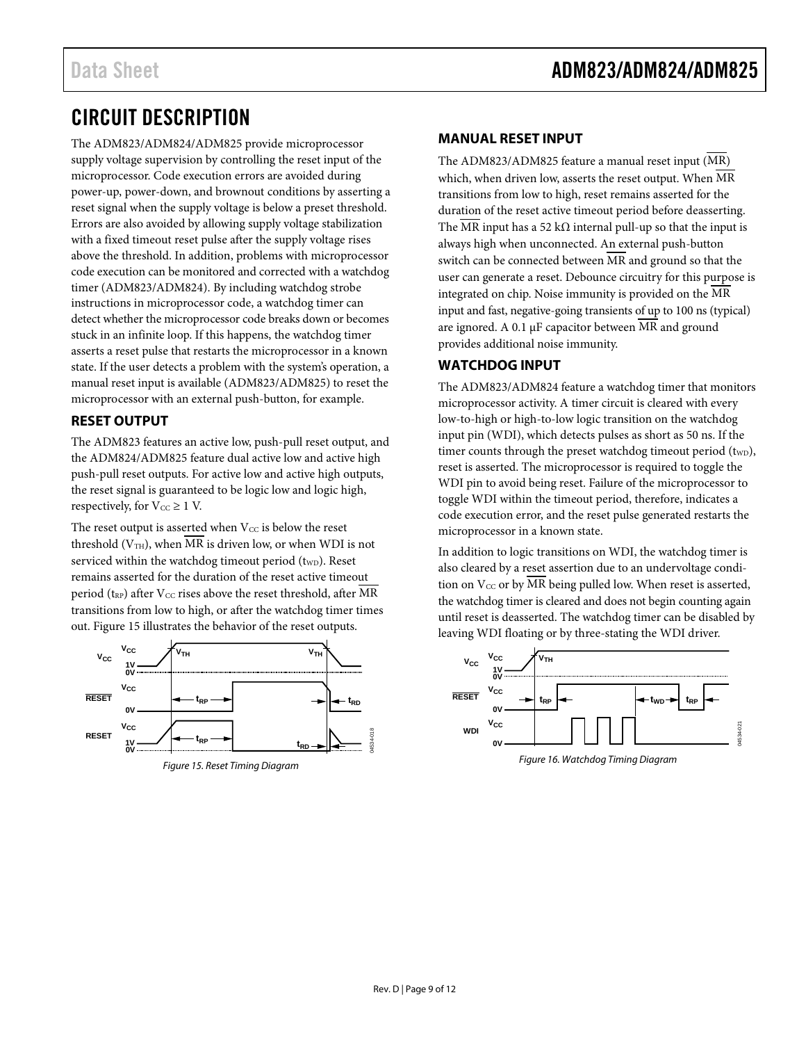# CIRCUIT DESCRIPTION

The ADM823/ADM824/ADM825 provide microprocessor supply voltage supervision by controlling the reset input of the microprocessor. Code execution errors are avoided during power-up, power-down, and brownout conditions by asserting a reset signal when the supply voltage is below a preset threshold. Errors are also avoided by allowing supply voltage stabilization with a fixed timeout reset pulse after the supply voltage rises above the threshold. In addition, problems with microprocessor code execution can be monitored and corrected with a watchdog timer (ADM823/ADM824). By including watchdog strobe instructions in microprocessor code, a watchdog timer can detect whether the microprocessor code breaks down or becomes stuck in an infinite loop. If this happens, the watchdog timer asserts a reset pulse that restarts the microprocessor in a known state. If the user detects a problem with the system's operation, a manual reset input is available (ADM823/ADM825) to reset the microprocessor with an external push-button, for example.

## RESET OUTPUT

The ADM823 features an active low, push-pull reset output, and the ADM824/ADM825 feature dual active low and active high push-pull reset outputs. For active low and active high outputs, the reset signal is guaranteed to be logic low and logic high, respectively, for $V_{CC} \geq 1$ V.

The reset output is asserted when $V_{CC}$ is below the reset threshold ($V_{TH}$), when $\overline{MR}$ is driven low, or when WDI is not serviced within the watchdog timeout period ($t_{WD}$). Reset remains asserted for the duration of the reset active timeout period ($t_{RP}$) after $V_{CC}$ rises above the reset threshold, after $\overline{MR}$ transitions from low to high, or after the watchdog timer times out. Figure 15 illustrates the behavior of the reset outputs.

Figure 15. Reset Timing Diagram

## MANUAL RESET INPUT

The ADM823/ADM825 feature a manual reset input ($\overline{MR}$) which, when driven low, asserts the reset output. When $\overline{MR}$ transitions from low to high, reset remains asserted for the duration of the reset active timeout period before deasserting. The $\overline{MR}$ input has a 52 kΩ internal pull-up so that the input is always high when unconnected. An external push-button switch can be connected between $\overline{MR}$ and ground so that the user can generate a reset. Debounce circuitry for this purpose is integrated on chip. Noise immunity is provided on the $\overline{MR}$ input and fast, negative-going transients of up to 100 ns (typical) are ignored. A 0.1 µF capacitor between $\overline{MR}$ and ground provides additional noise immunity.

## WATCHDOG INPUT

The ADM823/ADM824 feature a watchdog timer that monitors microprocessor activity. A timer circuit is cleared with every low-to-high or high-to-low logic transition on the watchdog input pin (WDI), which detects pulses as short as 50 ns. If the timer counts through the preset watchdog timeout period ($t_{WD}$), reset is asserted. The microprocessor is required to toggle the WDI pin to avoid being reset. Failure of the microprocessor to toggle WDI within the timeout period, therefore, indicates a code execution error, and the reset pulse generated restarts the microprocessor in a known state.

In addition to logic transitions on WDI, the watchdog timer is also cleared by a reset assertion due to an undervoltage condition on $V_{CC}$ or by $\overline{MR}$ being pulled low. When reset is asserted, the watchdog timer is cleared and does not begin counting again until reset is deasserted. The watchdog timer can be disabled by leaving WDI floating or by three-stating the WDI driver.

Figure 16. Watchdog Timing Diagram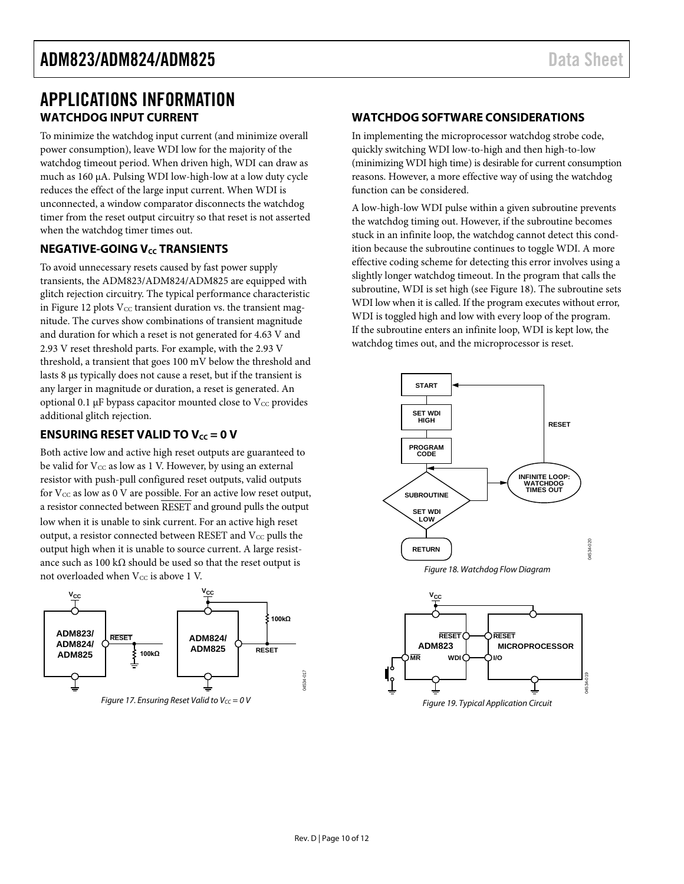# APPLICATIONS INFORMATION

## WATCHDOG INPUT CURRENT

To minimize the watchdog input current (and minimize overall power consumption), leave WDI low for the majority of the watchdog timeout period. When driven high, WDI can draw as much as 160 μA. Pulsing WDI low-high-low at a low duty cycle reduces the effect of the large input current. When WDI is unconnected, a window comparator disconnects the watchdog timer from the reset output circuitry so that reset is not asserted when the watchdog timer times out.

## NEGATIVE-GOING $V_{CC}$ TRANSIENTS

To avoid unnecessary resets caused by fast power supply transients, the ADM823/ADM824/ADM825 are equipped with glitch rejection circuitry. The typical performance characteristic in Figure 12 plots $V_{CC}$ transient duration vs. the transient magnitude. The curves show combinations of transient magnitude and duration for which a reset is not generated for 4.63 V and 2.93 V reset threshold parts. For example, with the 2.93 V threshold, a transient that goes 100 mV below the threshold and lasts 8 μs typically does not cause a reset, but if the transient is any larger in magnitude or duration, a reset is generated. An optional 0.1 μF bypass capacitor mounted close to $V_{CC}$ provides additional glitch rejection.

## ENSURING RESET VALID TO $V_{CC}$ = 0 V

Both active low and active high reset outputs are guaranteed to be valid for $V_{CC}$ as low as 1 V. However, by using an external resistor with push-pull configured reset outputs, valid outputs for $V_{CC}$ as low as 0 V are possible. For an active low reset output, a resistor connected between $\overline{\text{RESET}}$ and ground pulls the output low when it is unable to sink current. For an active high reset output, a resistor connected between RESET and $V_{CC}$ pulls the output high when it is unable to source current. A large resistance such as 100 kΩ should be used so that the reset output is not overloaded when $V_{CC}$ is above 1 V.

*Figure 17. Ensuring Reset Valid to $V_{CC}$ = 0 V*

## WATCHDOG SOFTWARE CONSIDERATIONS

In implementing the microprocessor watchdog strobe code, quickly switching WDI low-to-high and then high-to-low (minimizing WDI high time) is desirable for current consumption reasons. However, a more effective way of using the watchdog function can be considered.

A low-high-low WDI pulse within a given subroutine prevents the watchdog timing out. However, if the subroutine becomes stuck in an infinite loop, the watchdog cannot detect this condition because the subroutine continues to toggle WDI. A more effective coding scheme for detecting this error involves using a slightly longer watchdog timeout. In the program that calls the subroutine, WDI is set high (see Figure 18). The subroutine sets WDI low when it is called. If the program executes without error, WDI is toggled high and low with every loop of the program. If the subroutine enters an infinite loop, WDI is kept low, the watchdog times out, and the microprocessor is reset.

*Figure 18. Watchdog Flow Diagram*

*Figure 19. Typical Application Circuit*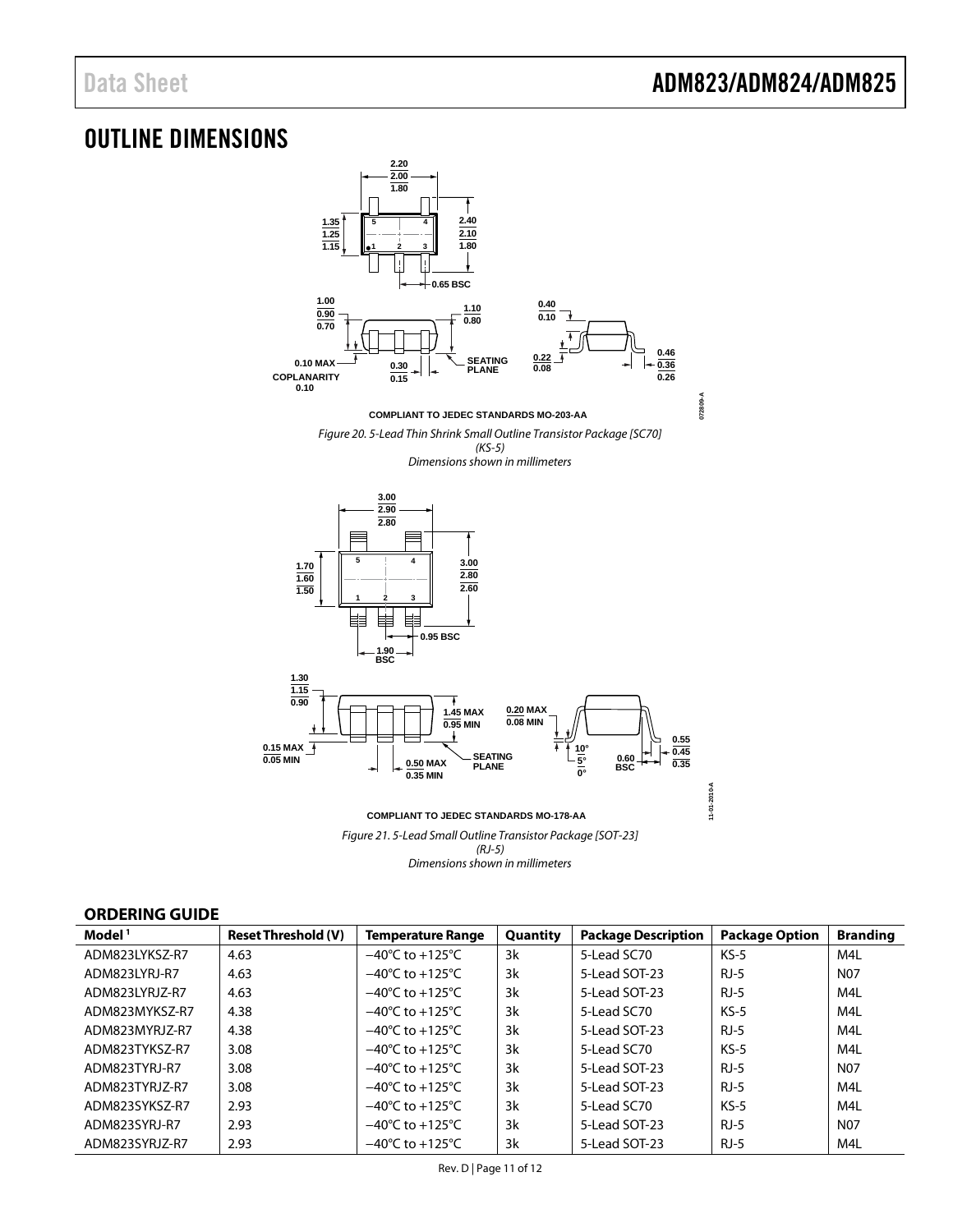# OUTLINE DIMENSIONS

COMPLIANT TO JEDEC STANDARDS MO-203-AA

*Figure 20. 5-Lead Thin Shrink Small Outline Transistor Package [SC70] (KS-5) Dimensions shown in millimeters*

COMPLIANT TO JEDEC STANDARDS MO-178-AA

*Figure 21. 5-Lead Small Outline Transistor Package [SOT-23] (RJ-5) Dimensions shown in millimeters*

## ORDERING GUIDE

| Model [1] | Reset Threshold (V) | Temperature Range | Quantity | Package Description | Package Option | Branding |
|---|---|---|---|---|---|---|
| ADM823LYKSZ-R7 | 4.63 | −40°C to +125°C | 3k | 5-Lead SC70 | KS-5 | M4L |
| ADM823LYRJ-R7 | 4.63 | −40°C to +125°C | 3k | 5-Lead SOT-23 | RJ-5 | N07 |
| ADM823LYRJZ-R7 | 4.63 | −40°C to +125°C | 3k | 5-Lead SOT-23 | RJ-5 | M4L |
| ADM823MYKSZ-R7 | 4.38 | −40°C to +125°C | 3k | 5-Lead SC70 | KS-5 | M4L |
| ADM823MYRJZ-R7 | 4.38 | −40°C to +125°C | 3k | 5-Lead SOT-23 | RJ-5 | M4L |
| ADM823TYKSZ-R7 | 3.08 | −40°C to +125°C | 3k | 5-Lead SC70 | KS-5 | M4L |
| ADM823TYRJ-R7 | 3.08 | −40°C to +125°C | 3k | 5-Lead SOT-23 | RJ-5 | N07 |
| ADM823TYRJZ-R7 | 3.08 | −40°C to +125°C | 3k | 5-Lead SOT-23 | RJ-5 | M4L |
| ADM823SYKSZ-R7 | 2.93 | −40°C to +125°C | 3k | 5-Lead SC70 | KS-5 | M4L |
| ADM823SYRJ-R7 | 2.93 | −40°C to +125°C | 3k | 5-Lead SOT-23 | RJ-5 | N07 |
| ADM823SYRJZ-R7 | 2.93 | −40°C to +125°C | 3k | 5-Lead SOT-23 | RJ-5 | M4L |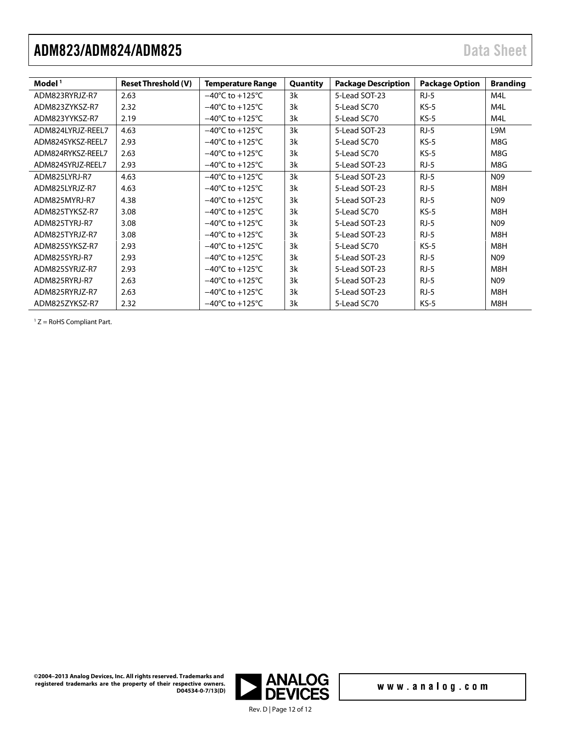| Model[1] | Reset Threshold (V) | Temperature Range | Quantity | Package Description | Package Option | Branding |
|---|---|---|---|---|---|---|
| ADM823RYRJZ-R7 | 2.63 | −40°C to +125°C | 3k | 5-Lead SOT-23 | RJ-5 | M4L |
| ADM823ZYKSZ-R7 | 2.32 | −40°C to +125°C | 3k | 5-Lead SC70 | KS-5 | M4L |
| ADM823YYKSZ-R7 | 2.19 | −40°C to +125°C | 3k | 5-Lead SC70 | KS-5 | M4L |
| ADM824LYRJZ-REEL7 | 4.63 | −40°C to +125°C | 3k | 5-Lead SOT-23 | RJ-5 | L9M |
| ADM824SYKSZ-REEL7 | 2.93 | −40°C to +125°C | 3k | 5-Lead SC70 | KS-5 | M8G |
| ADM824RYKSZ-REEL7 | 2.63 | −40°C to +125°C | 3k | 5-Lead SC70 | KS-5 | M8G |
| ADM824SYRJZ-REEL7 | 2.93 | −40°C to +125°C | 3k | 5-Lead SOT-23 | RJ-5 | M8G |
| ADM825LYRJ-R7 | 4.63 | −40°C to +125°C | 3k | 5-Lead SOT-23 | RJ-5 | N09 |
| ADM825LYRJZ-R7 | 4.63 | −40°C to +125°C | 3k | 5-Lead SOT-23 | RJ-5 | M8H |
| ADM825MYRJ-R7 | 4.38 | −40°C to +125°C | 3k | 5-Lead SOT-23 | RJ-5 | N09 |
| ADM825TYKSZ-R7 | 3.08 | −40°C to +125°C | 3k | 5-Lead SC70 | KS-5 | M8H |
| ADM825TYRJ-R7 | 3.08 | −40°C to +125°C | 3k | 5-Lead SOT-23 | RJ-5 | N09 |
| ADM825TYRJZ-R7 | 3.08 | −40°C to +125°C | 3k | 5-Lead SOT-23 | RJ-5 | M8H |
| ADM825SYKSZ-R7 | 2.93 | −40°C to +125°C | 3k | 5-Lead SC70 | KS-5 | M8H |
| ADM825SYRJ-R7 | 2.93 | −40°C to +125°C | 3k | 5-Lead SOT-23 | RJ-5 | N09 |
| ADM825SYRJZ-R7 | 2.93 | −40°C to +125°C | 3k | 5-Lead SOT-23 | RJ-5 | M8H |
| ADM825RYRJ-R7 | 2.63 | −40°C to +125°C | 3k | 5-Lead SOT-23 | RJ-5 | N09 |
| ADM825RYRJZ-R7 | 2.63 | −40°C to +125°C | 3k | 5-Lead SOT-23 | RJ-5 | M8H |
| ADM825ZYKSZ-R7 | 2.32 | −40°C to +125°C | 3k | 5-Lead SC70 | KS-5 | M8H |

[1] Z = RoHS Compliant Part.

**©2004–2013 Analog Devices, Inc. All rights reserved. Trademarks and registered trademarks are the property of their respective owners. D04534-0-7/13(D)**

www.analog.com